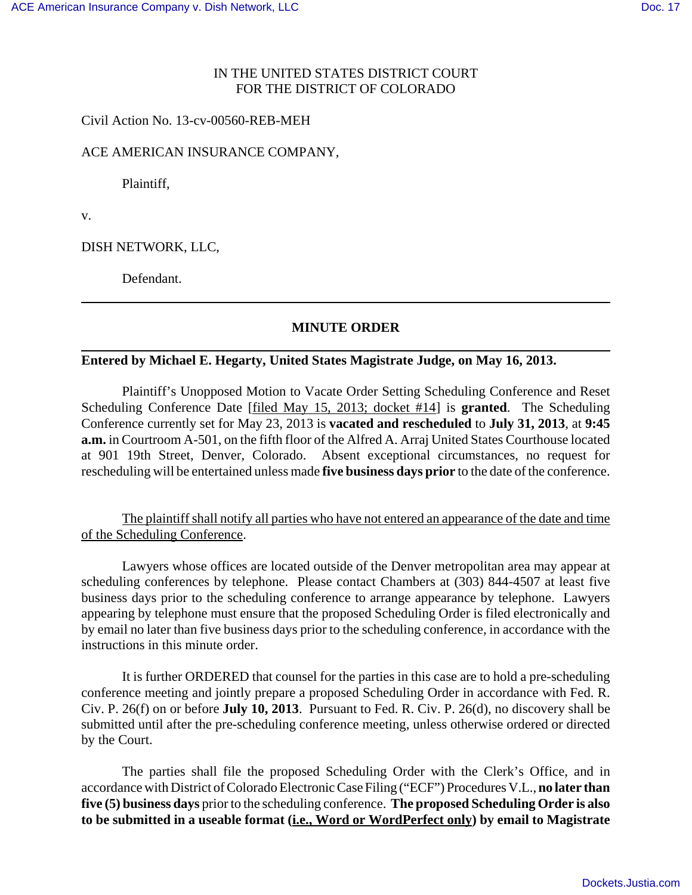IN THE UNITED STATES DISTRICT COURT
FOR THE DISTRICT OF COLORADO

Civil Action No. 13-cv-00560-REB-MEH

ACE AMERICAN INSURANCE COMPANY,

Plaintiff,

v.

DISH NETWORK, LLC,

Defendant.

---

## MINUTE ORDER

---

**Entered by Michael E. Hegarty, United States Magistrate Judge, on May 16, 2013.**

Plaintiff's Unopposed Motion to Vacate Order Setting Scheduling Conference and Reset Scheduling Conference Date [filed May 15, 2013; docket #14] is **granted**. The Scheduling Conference currently set for May 23, 2013 is **vacated and rescheduled** to **July 31, 2013**, at **9:45 a.m.** in Courtroom A-501, on the fifth floor of the Alfred A. Arraj United States Courthouse located at 901 19th Street, Denver, Colorado. Absent exceptional circumstances, no request for rescheduling will be entertained unless made **five business days prior** to the date of the conference.

The plaintiff shall notify all parties who have not entered an appearance of the date and time of the Scheduling Conference.

Lawyers whose offices are located outside of the Denver metropolitan area may appear at scheduling conferences by telephone. Please contact Chambers at (303) 844-4507 at least five business days prior to the scheduling conference to arrange appearance by telephone. Lawyers appearing by telephone must ensure that the proposed Scheduling Order is filed electronically and by email no later than five business days prior to the scheduling conference, in accordance with the instructions in this minute order.

It is further ORDERED that counsel for the parties in this case are to hold a pre-scheduling conference meeting and jointly prepare a proposed Scheduling Order in accordance with Fed. R. Civ. P. 26(f) on or before **July 10, 2013**. Pursuant to Fed. R. Civ. P. 26(d), no discovery shall be submitted until after the pre-scheduling conference meeting, unless otherwise ordered or directed by the Court.

The parties shall file the proposed Scheduling Order with the Clerk's Office, and in accordance with District of Colorado Electronic Case Filing ("ECF") Procedures V.L., **no later than five (5) business days** prior to the scheduling conference. **The proposed Scheduling Order is also to be submitted in a useable format (i.e., Word or WordPerfect only) by email to Magistrate**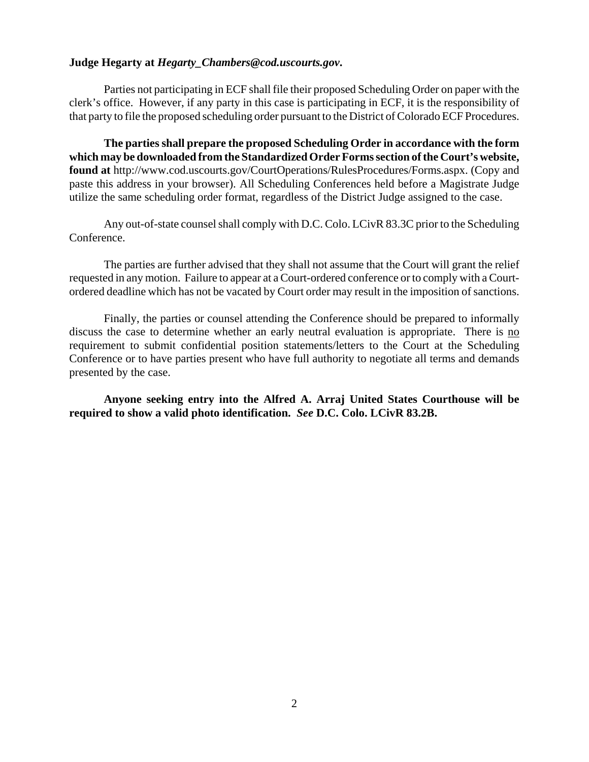**Judge Hegarty at *Hegarty_Chambers@cod.uscourts.gov*.**

Parties not participating in ECF shall file their proposed Scheduling Order on paper with the clerk's office. However, if any party in this case is participating in ECF, it is the responsibility of that party to file the proposed scheduling order pursuant to the District of Colorado ECF Procedures.

**The parties shall prepare the proposed Scheduling Order in accordance with the form which may be downloaded from the Standardized Order Forms section of the Court's website, found at** http://www.cod.uscourts.gov/CourtOperations/RulesProcedures/Forms.aspx. (Copy and paste this address in your browser). All Scheduling Conferences held before a Magistrate Judge utilize the same scheduling order format, regardless of the District Judge assigned to the case.

Any out-of-state counsel shall comply with D.C. Colo. LCivR 83.3C prior to the Scheduling Conference.

The parties are further advised that they shall not assume that the Court will grant the relief requested in any motion. Failure to appear at a Court-ordered conference or to comply with a Court-ordered deadline which has not be vacated by Court order may result in the imposition of sanctions.

Finally, the parties or counsel attending the Conference should be prepared to informally discuss the case to determine whether an early neutral evaluation is appropriate. There is no requirement to submit confidential position statements/letters to the Court at the Scheduling Conference or to have parties present who have full authority to negotiate all terms and demands presented by the case.

**Anyone seeking entry into the Alfred A. Arraj United States Courthouse will be required to show a valid photo identification. *See* D.C. Colo. LCivR 83.2B.**